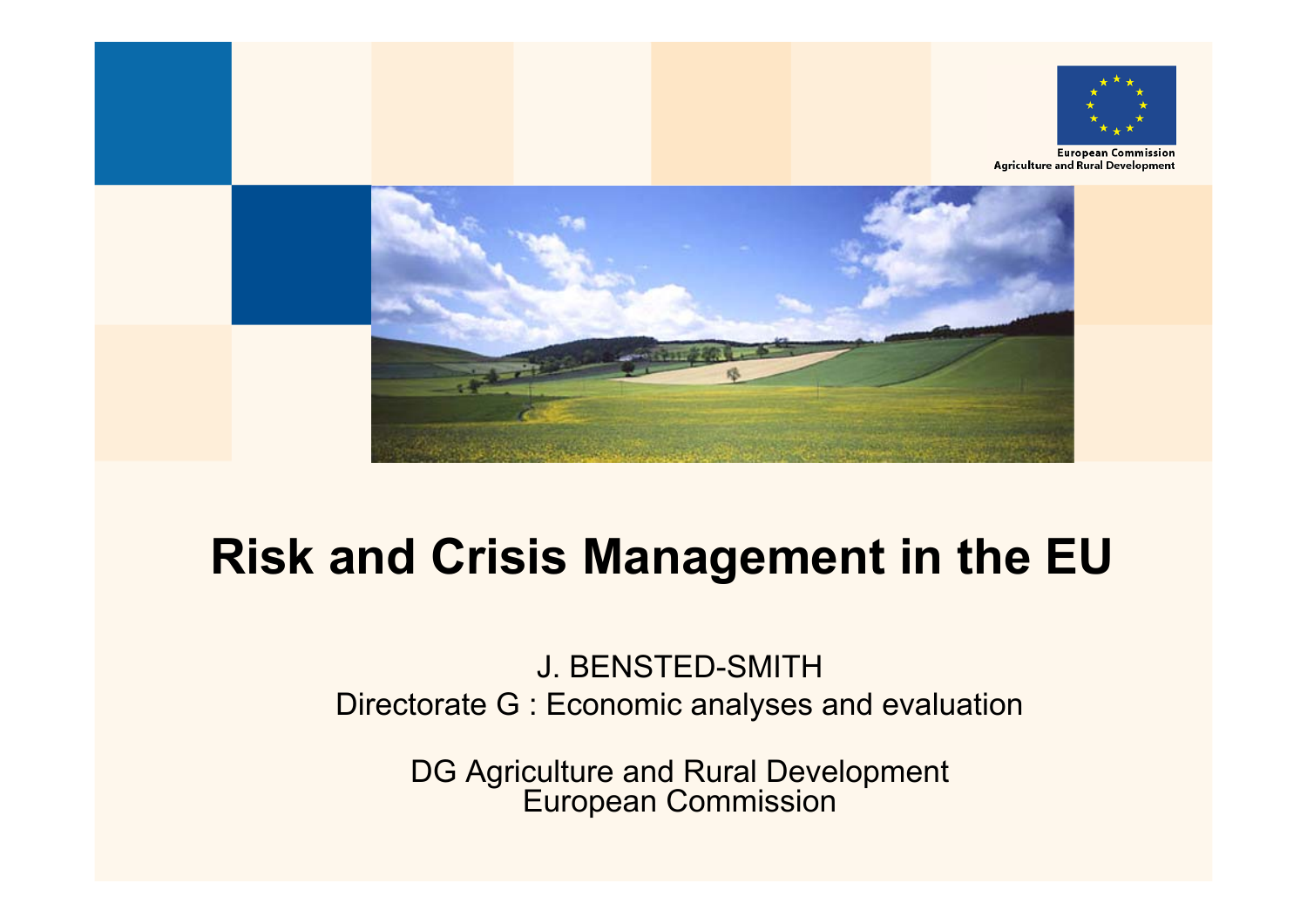European Commission
Agriculture and Rural Development

# Risk and Crisis Management in the EU

J. BENSTED-SMITH
Directorate G : Economic analyses and evaluation

DG Agriculture and Rural Development
European Commission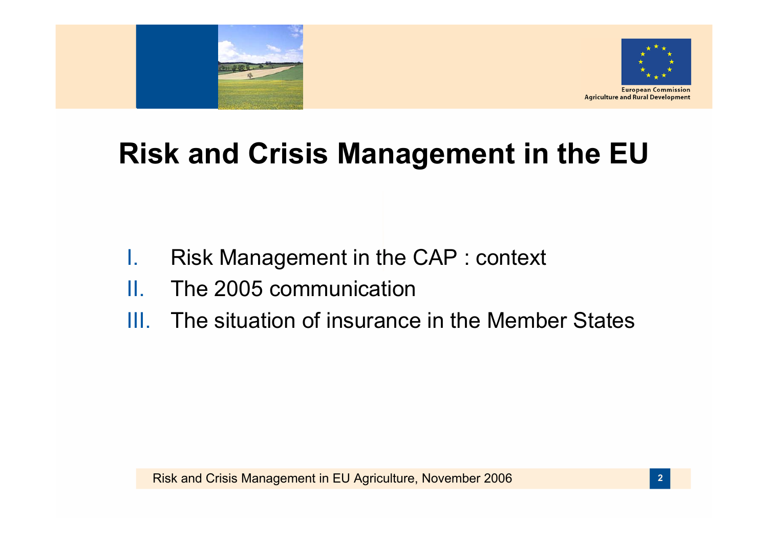# Risk and Crisis Management in the EU

I. Risk Management in the CAP : context
II. The 2005 communication
III. The situation of insurance in the Member States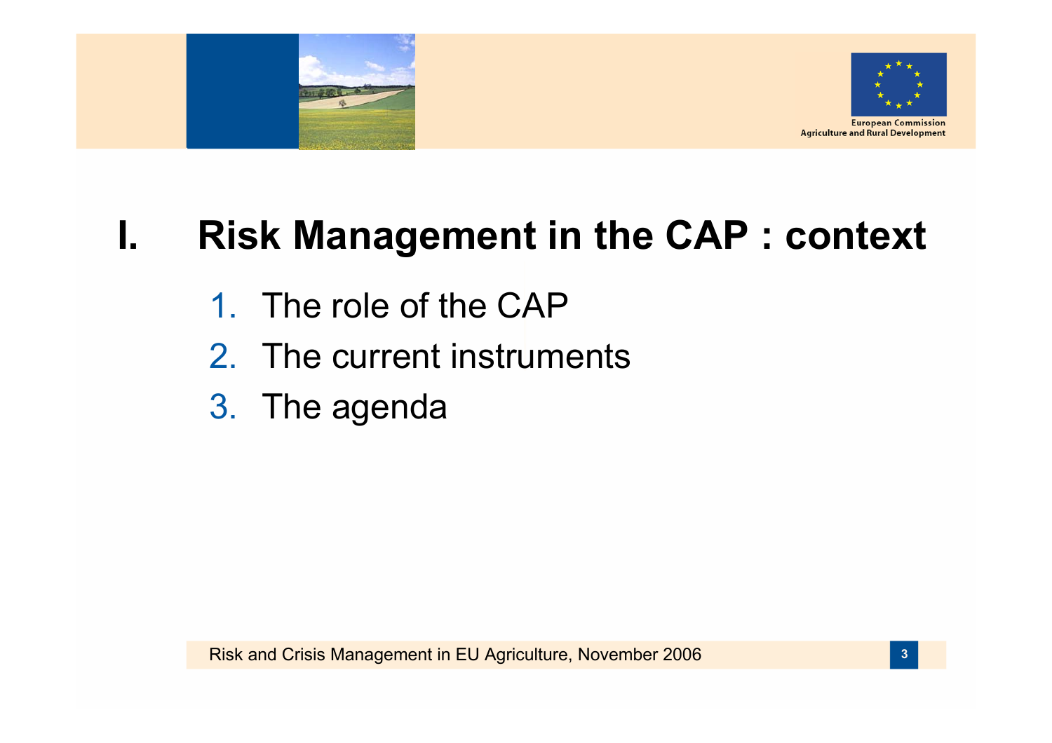# I. Risk Management in the CAP : context

1. The role of the CAP
2. The current instruments
3. The agenda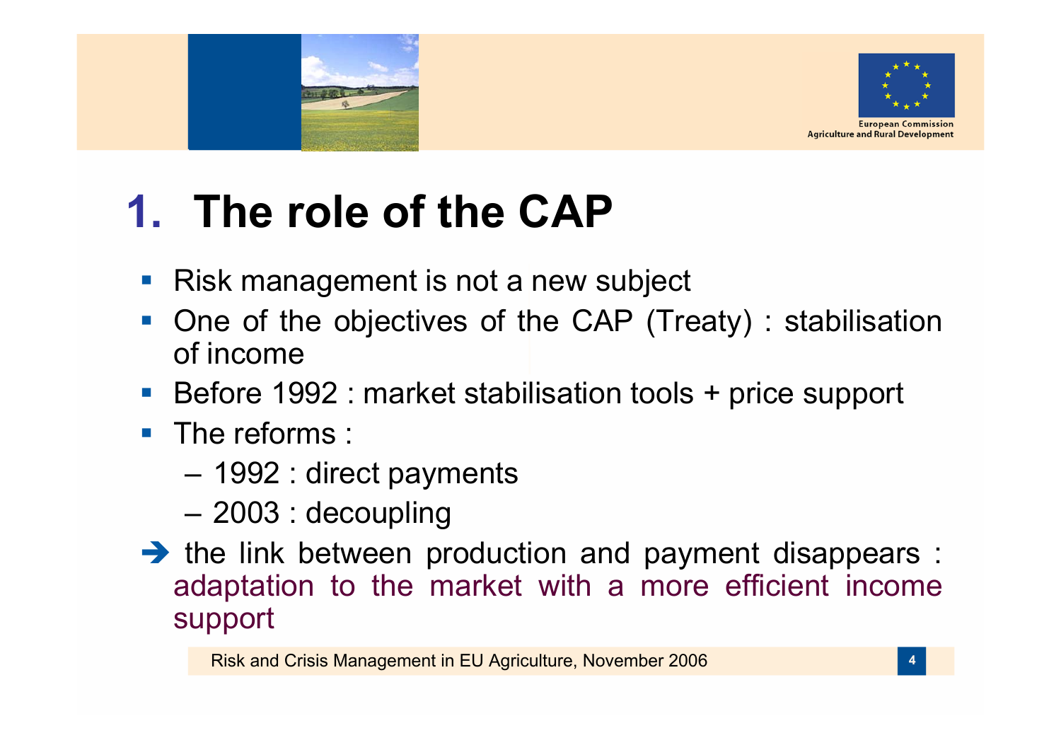# 1. The role of the CAP

- Risk management is not a new subject
- One of the objectives of the CAP (Treaty) : stabilisation of income
- Before 1992 : market stabilisation tools + price support
- The reforms :
  - 1992 : direct payments
  - 2003 : decoupling

➔ the link between production and payment disappears : adaptation to the market with a more efficient income support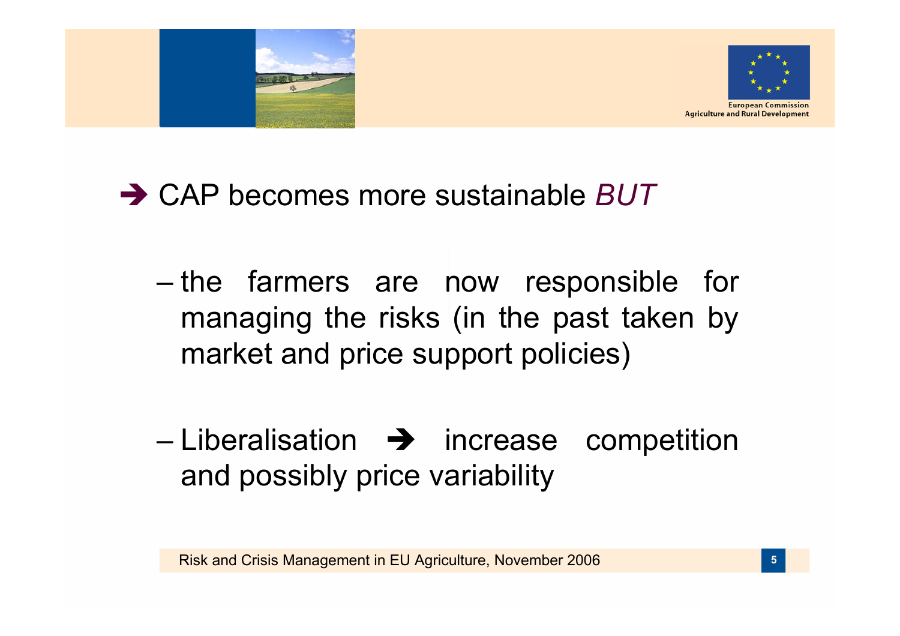➔ CAP becomes more sustainable *BUT*

- the farmers are now responsible for managing the risks (in the past taken by market and price support policies)

- Liberalisation ➔ increase competition and possibly price variability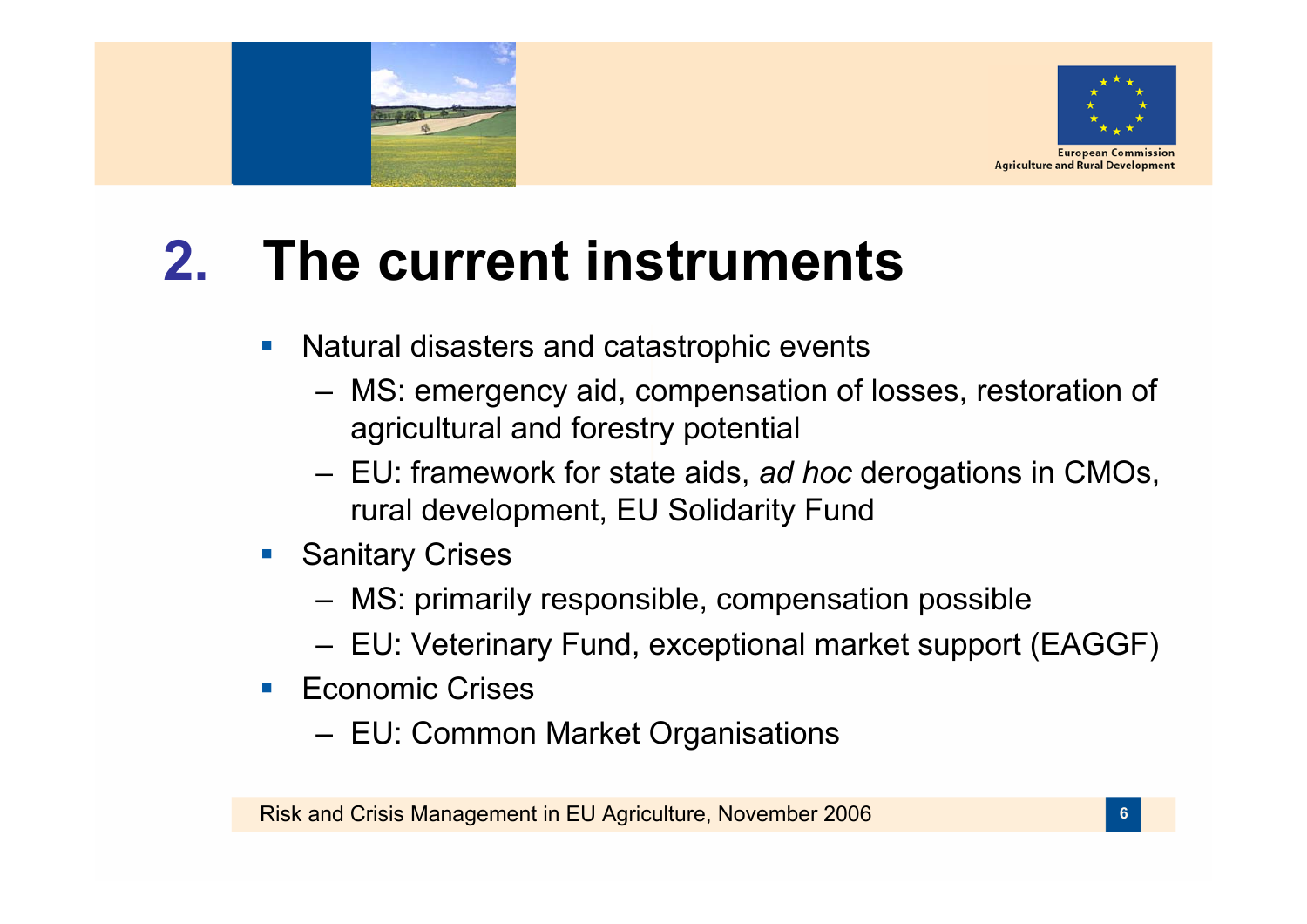## 2. The current instruments

- Natural disasters and catastrophic events
  - MS: emergency aid, compensation of losses, restoration of agricultural and forestry potential
  - EU: framework for state aids, *ad hoc* derogations in CMOs, rural development, EU Solidarity Fund
- Sanitary Crises
  - MS: primarily responsible, compensation possible
  - EU: Veterinary Fund, exceptional market support (EAGGF)
- Economic Crises
  - EU: Common Market Organisations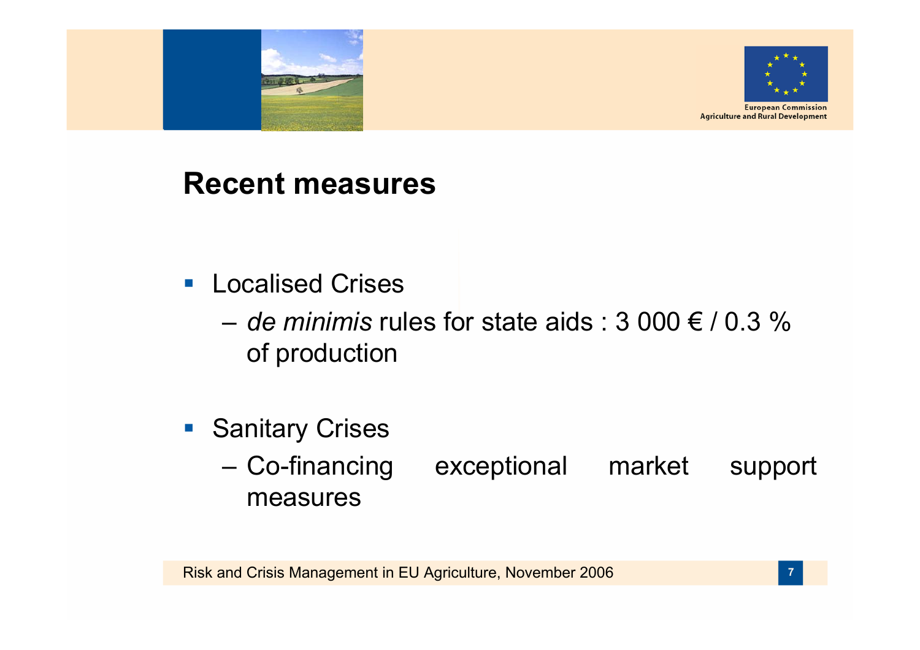## Recent measures

- Localised Crises
  - *de minimis* rules for state aids : 3 000 € / 0.3 % of production
- Sanitary Crises
  - Co-financing exceptional market support measures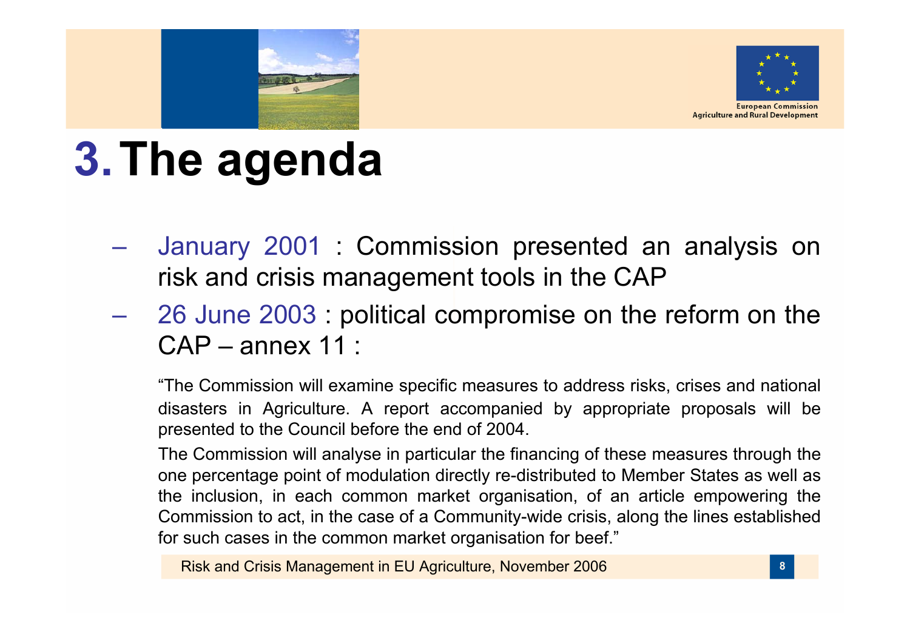# 3. The agenda

- January 2001 : Commission presented an analysis on risk and crisis management tools in the CAP
- 26 June 2003 : political compromise on the reform on the CAP – annex 11 :

  "The Commission will examine specific measures to address risks, crises and national disasters in Agriculture. A report accompanied by appropriate proposals will be presented to the Council before the end of 2004.

  The Commission will analyse in particular the financing of these measures through the one percentage point of modulation directly re-distributed to Member States as well as the inclusion, in each common market organisation, of an article empowering the Commission to act, in the case of a Community-wide crisis, along the lines established for such cases in the common market organisation for beef."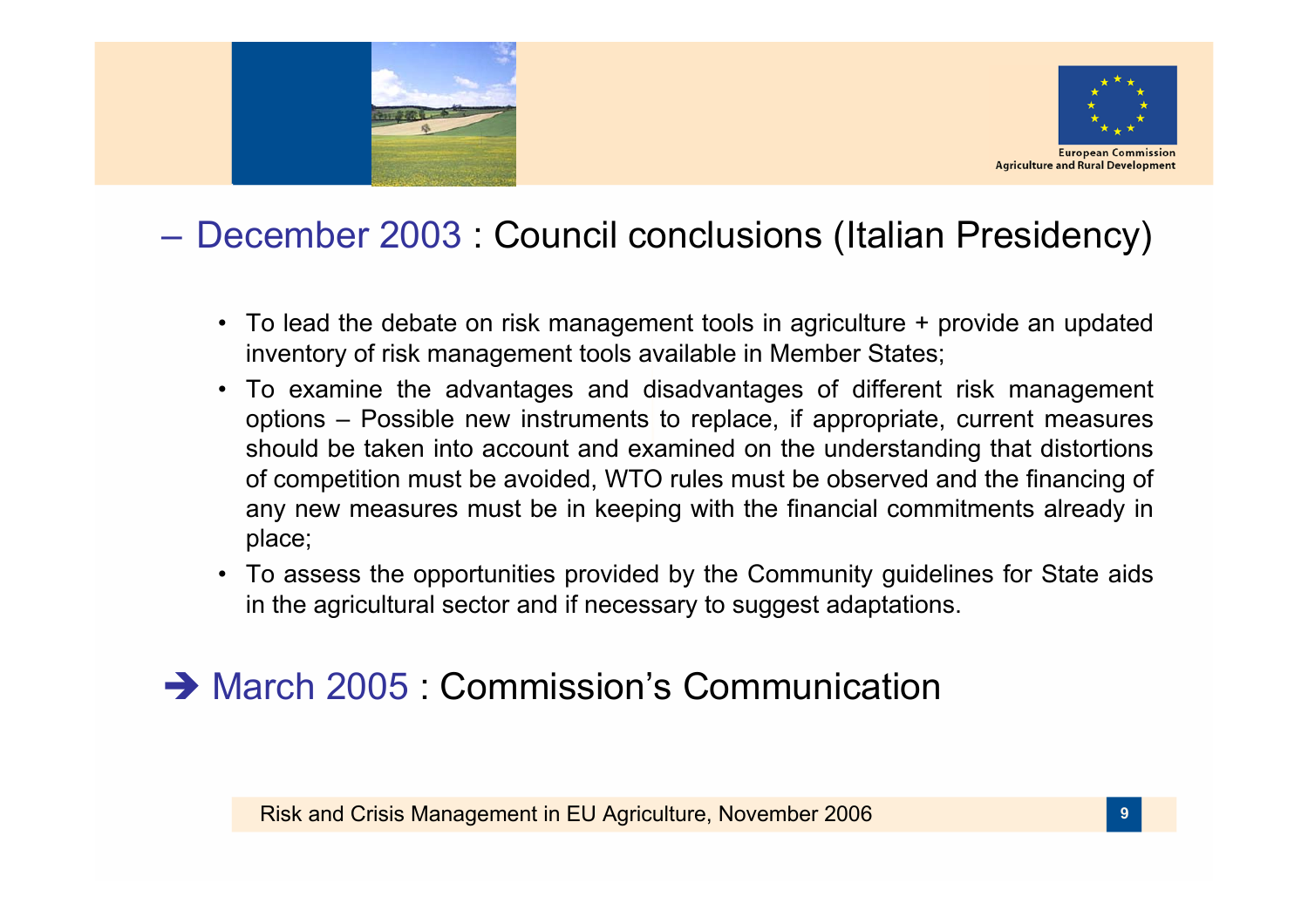## – December 2003 : Council conclusions (Italian Presidency)

- To lead the debate on risk management tools in agriculture + provide an updated inventory of risk management tools available in Member States;
- To examine the advantages and disadvantages of different risk management options – Possible new instruments to replace, if appropriate, current measures should be taken into account and examined on the understanding that distortions of competition must be avoided, WTO rules must be observed and the financing of any new measures must be in keeping with the financial commitments already in place;
- To assess the opportunities provided by the Community guidelines for State aids in the agricultural sector and if necessary to suggest adaptations.

## ➔ March 2005 : Commission's Communication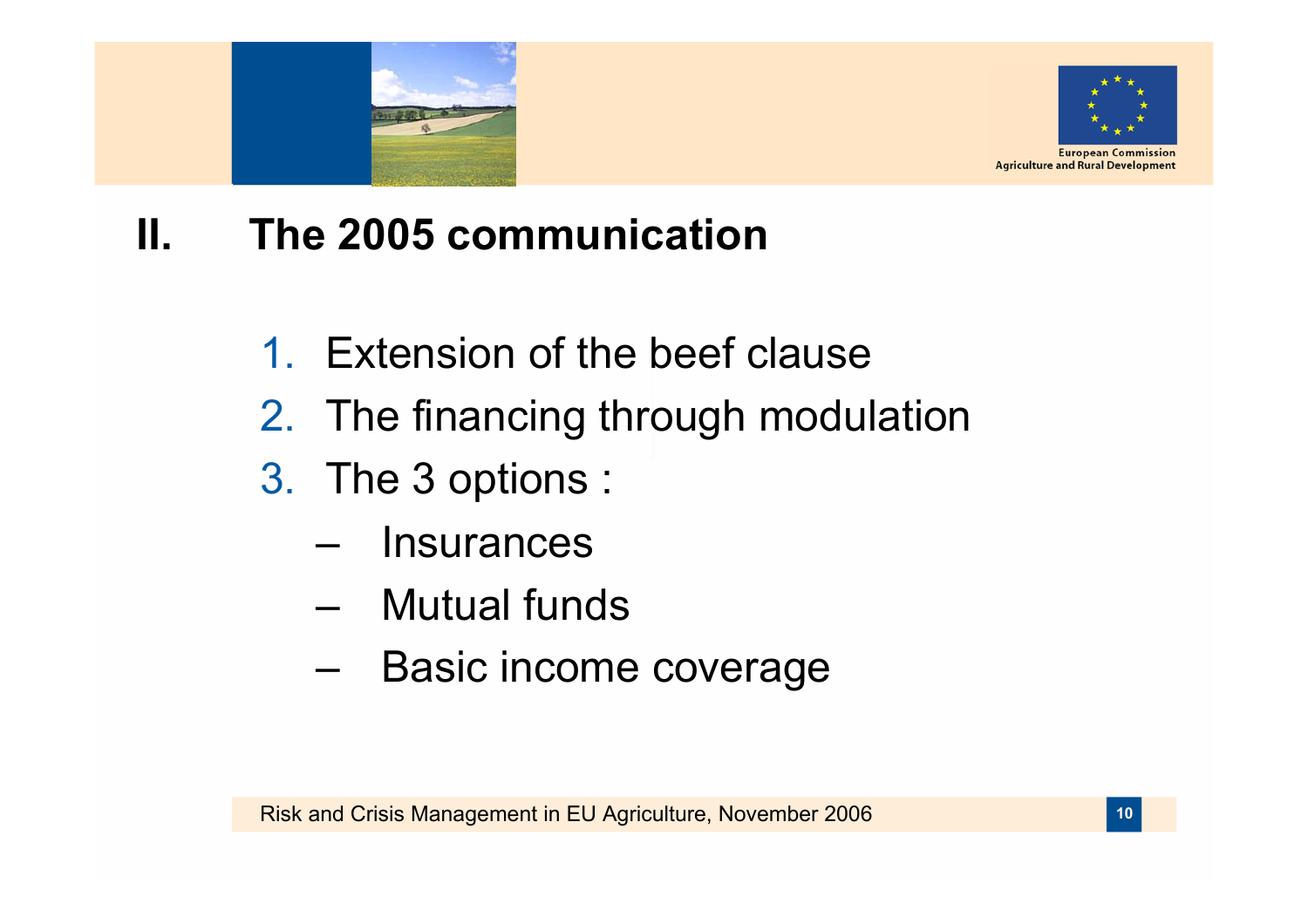## II. The 2005 communication

1. Extension of the beef clause
2. The financing through modulation
3. The 3 options :
   - Insurances
   - Mutual funds
   - Basic income coverage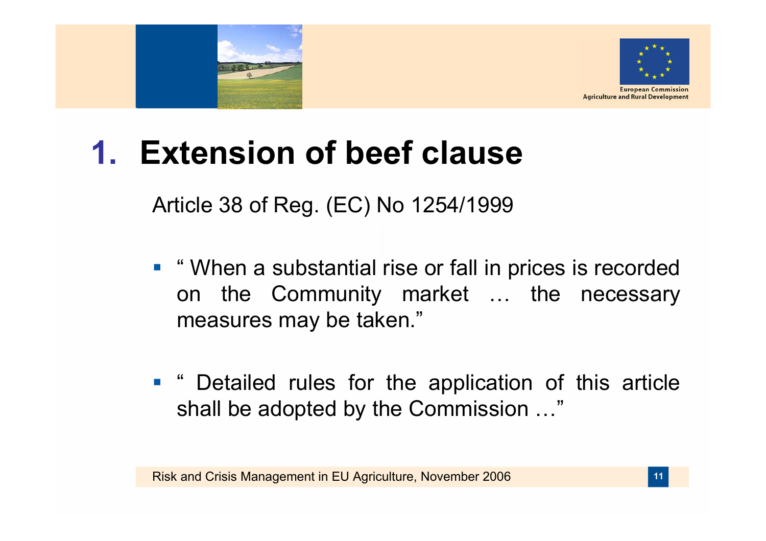# 1. Extension of beef clause

Article 38 of Reg. (EC) No 1254/1999

- " When a substantial rise or fall in prices is recorded on the Community market … the necessary measures may be taken."
- " Detailed rules for the application of this article shall be adopted by the Commission …"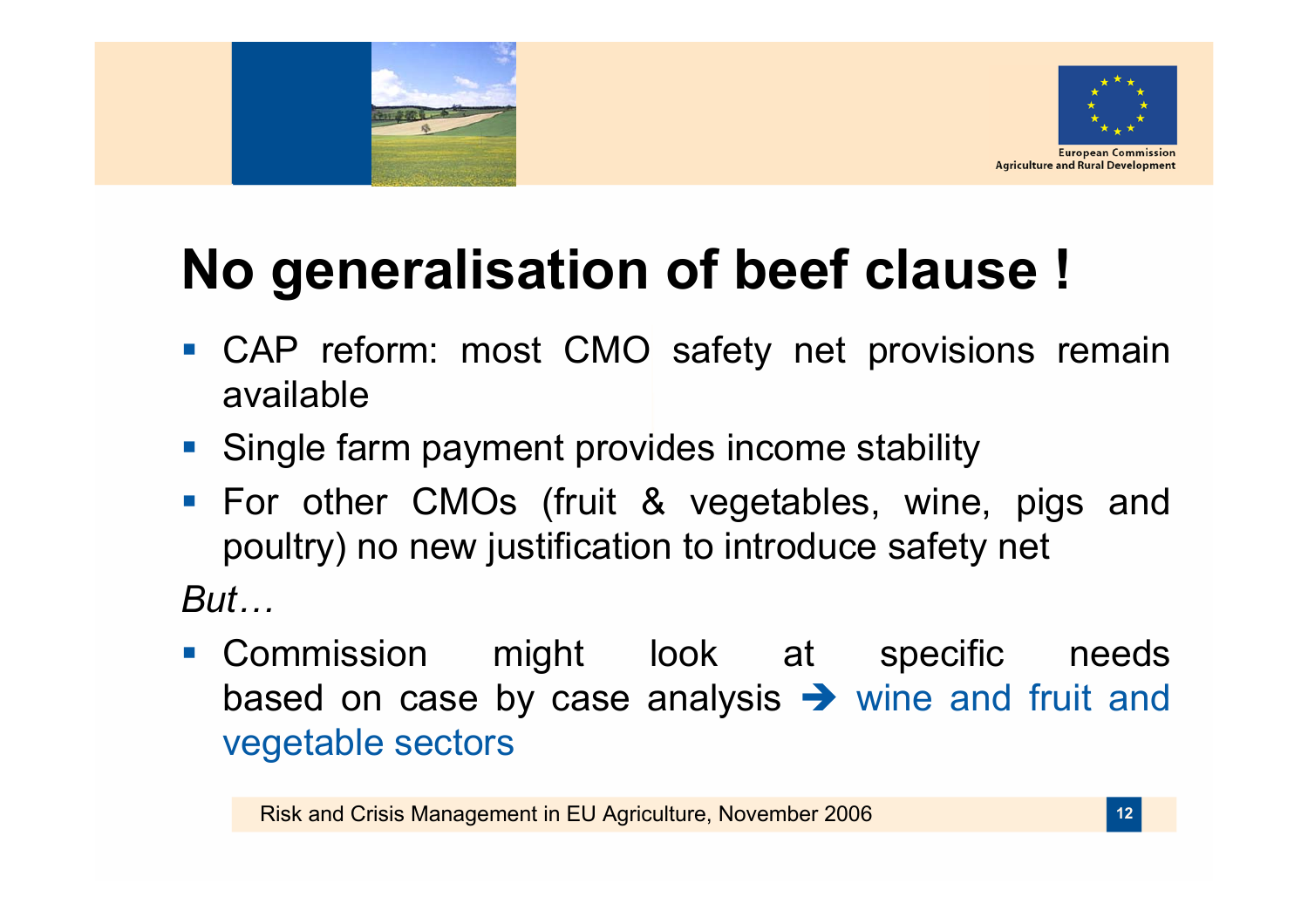# No generalisation of beef clause !

- CAP reform: most CMO safety net provisions remain available
- Single farm payment provides income stability
- For other CMOs (fruit & vegetables, wine, pigs and poultry) no new justification to introduce safety net

*But…*

- Commission might look at specific needs based on case by case analysis ➔ wine and fruit and vegetable sectors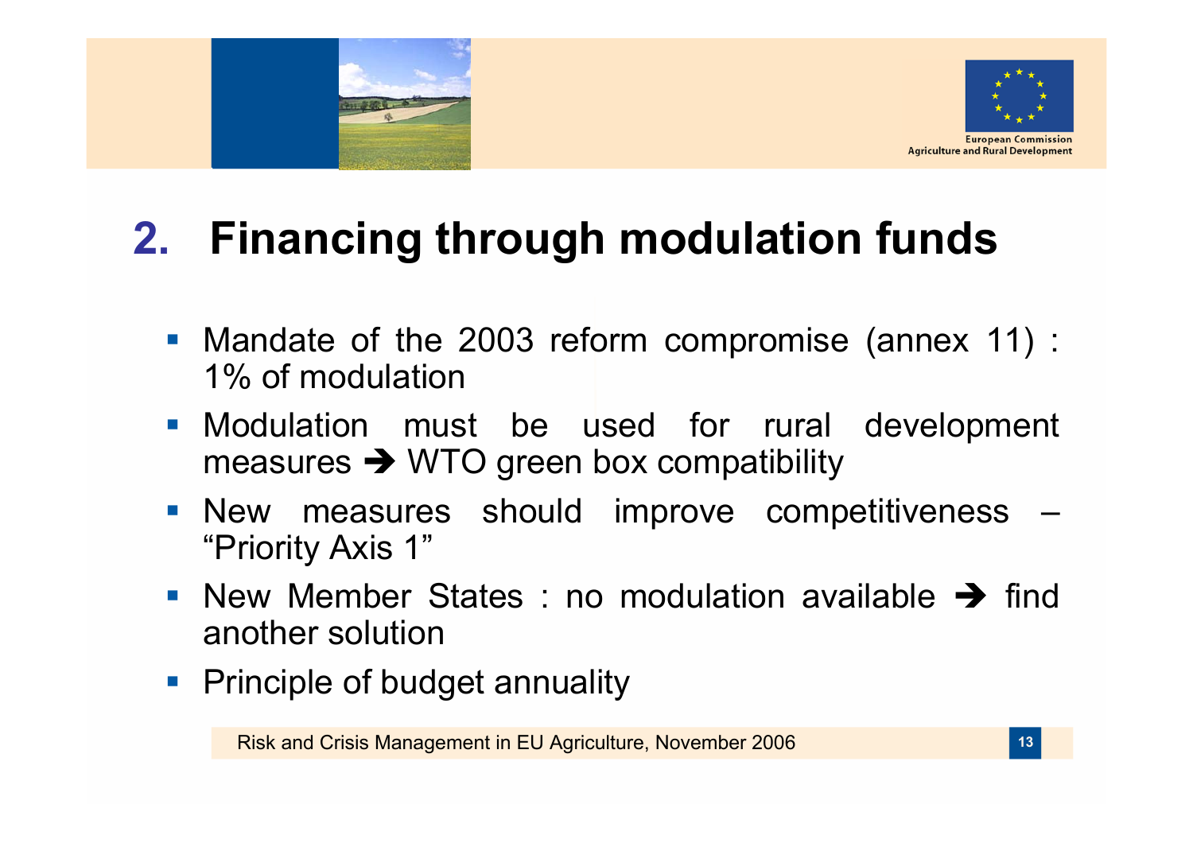## 2. Financing through modulation funds

- Mandate of the 2003 reform compromise (annex 11) : 1% of modulation
- Modulation must be used for rural development measures ➔ WTO green box compatibility
- New measures should improve competitiveness – "Priority Axis 1"
- New Member States : no modulation available ➔ find another solution
- Principle of budget annuality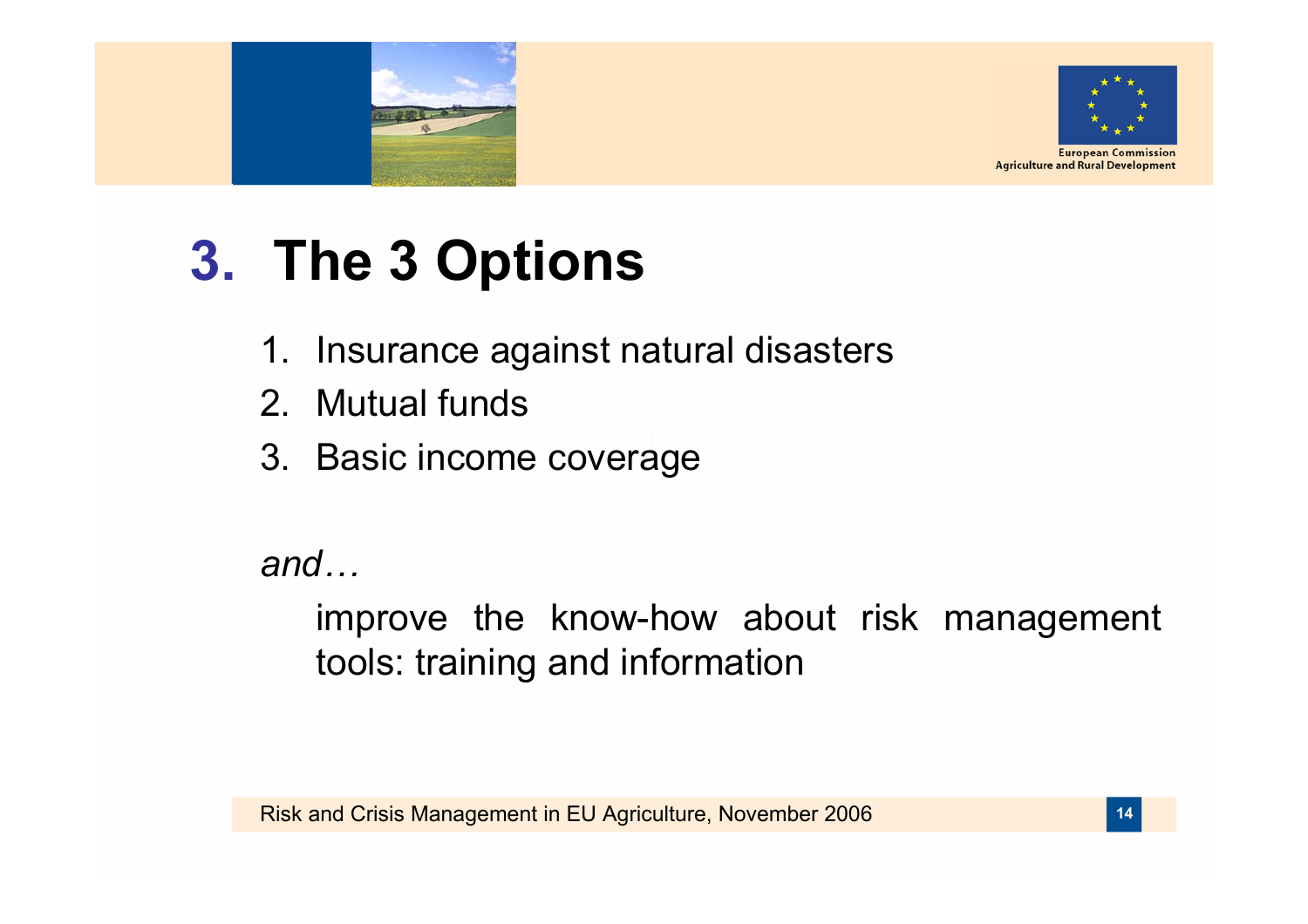# 3. The 3 Options

1. Insurance against natural disasters
2. Mutual funds
3. Basic income coverage

*and…*

improve the know-how about risk management tools: training and information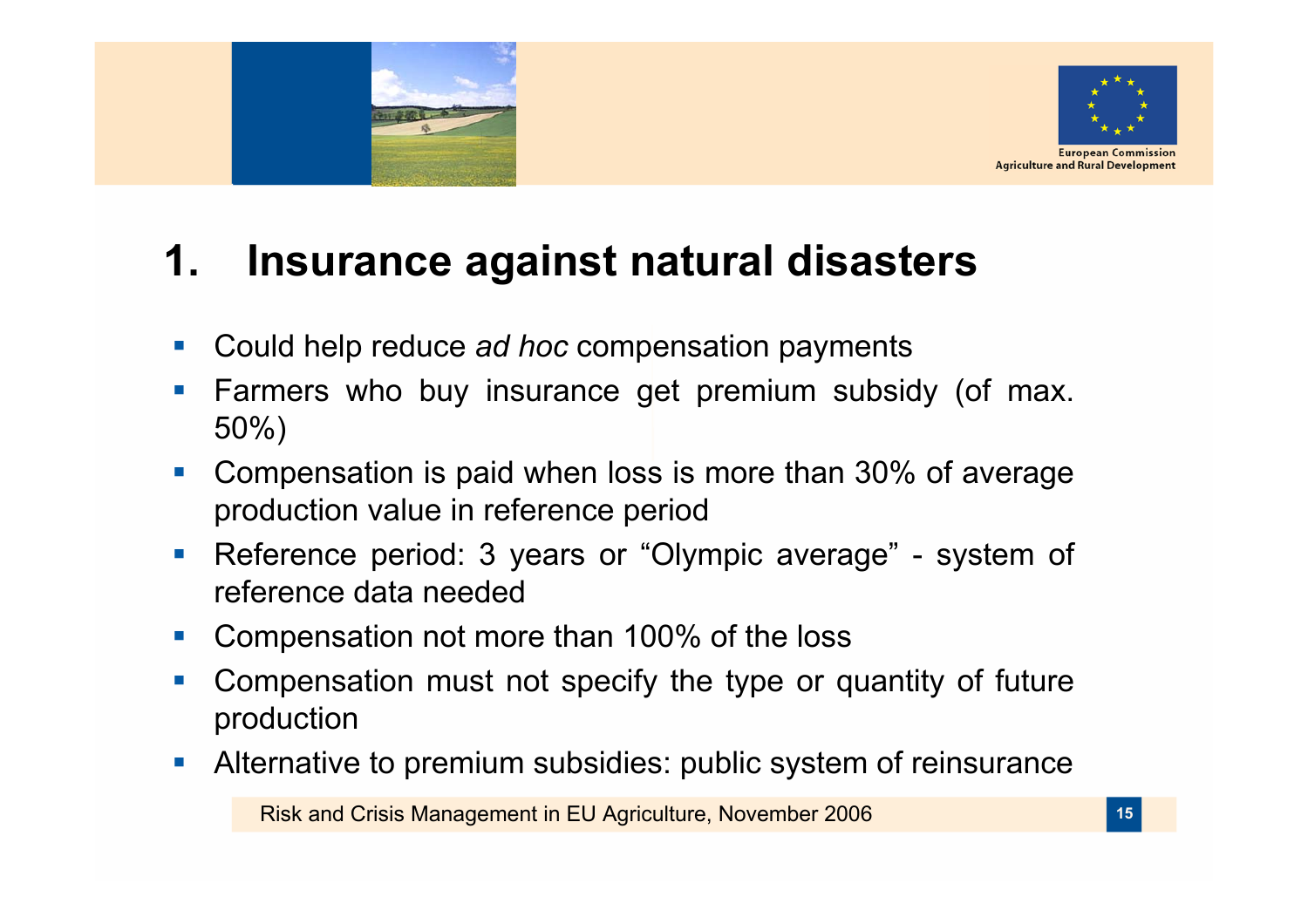# 1. Insurance against natural disasters

- Could help reduce *ad hoc* compensation payments
- Farmers who buy insurance get premium subsidy (of max. 50%)
- Compensation is paid when loss is more than 30% of average production value in reference period
- Reference period: 3 years or “Olympic average” - system of reference data needed
- Compensation not more than 100% of the loss
- Compensation must not specify the type or quantity of future production
- Alternative to premium subsidies: public system of reinsurance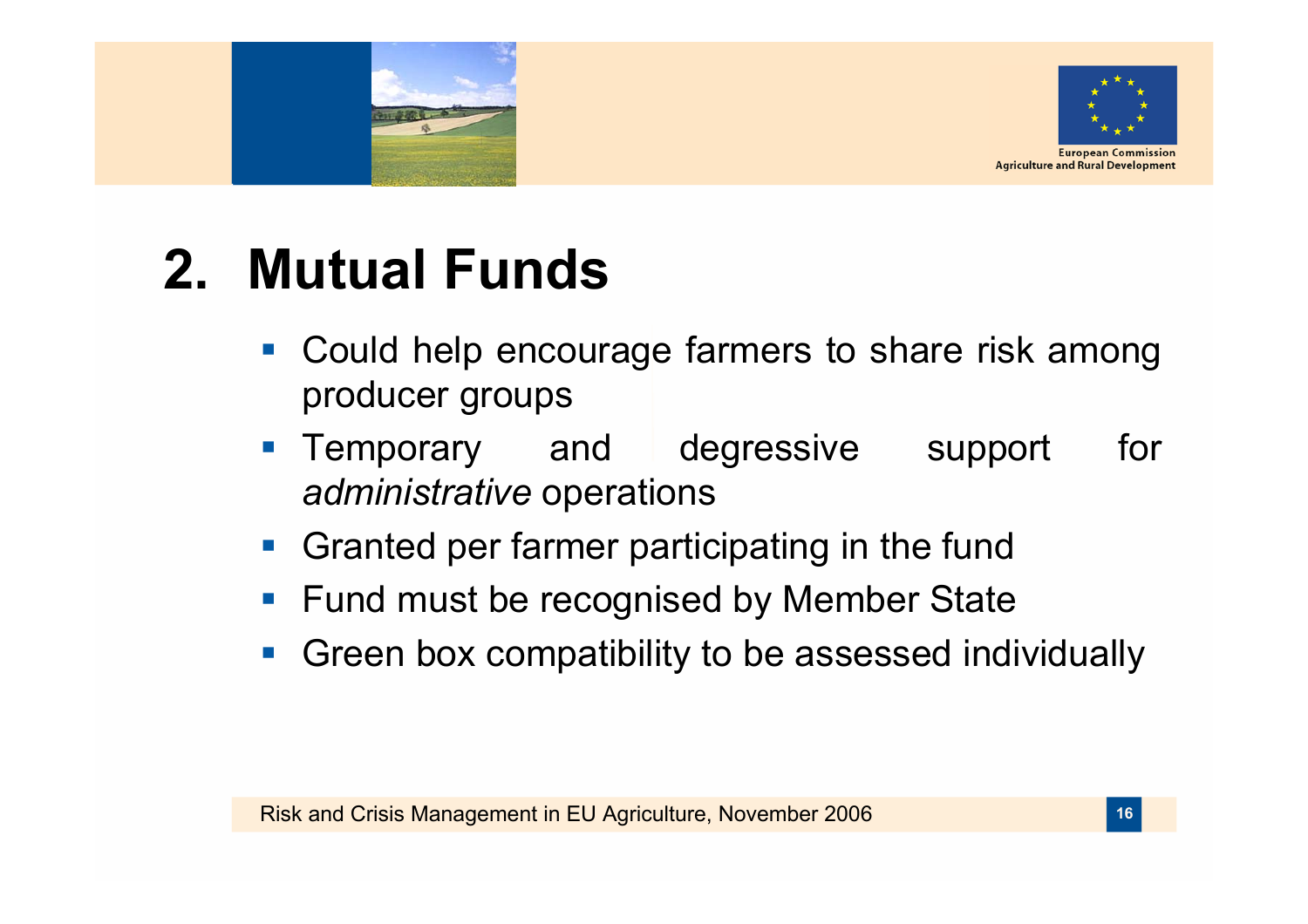# 2. Mutual Funds

- Could help encourage farmers to share risk among producer groups
- Temporary and degressive support for *administrative* operations
- Granted per farmer participating in the fund
- Fund must be recognised by Member State
- Green box compatibility to be assessed individually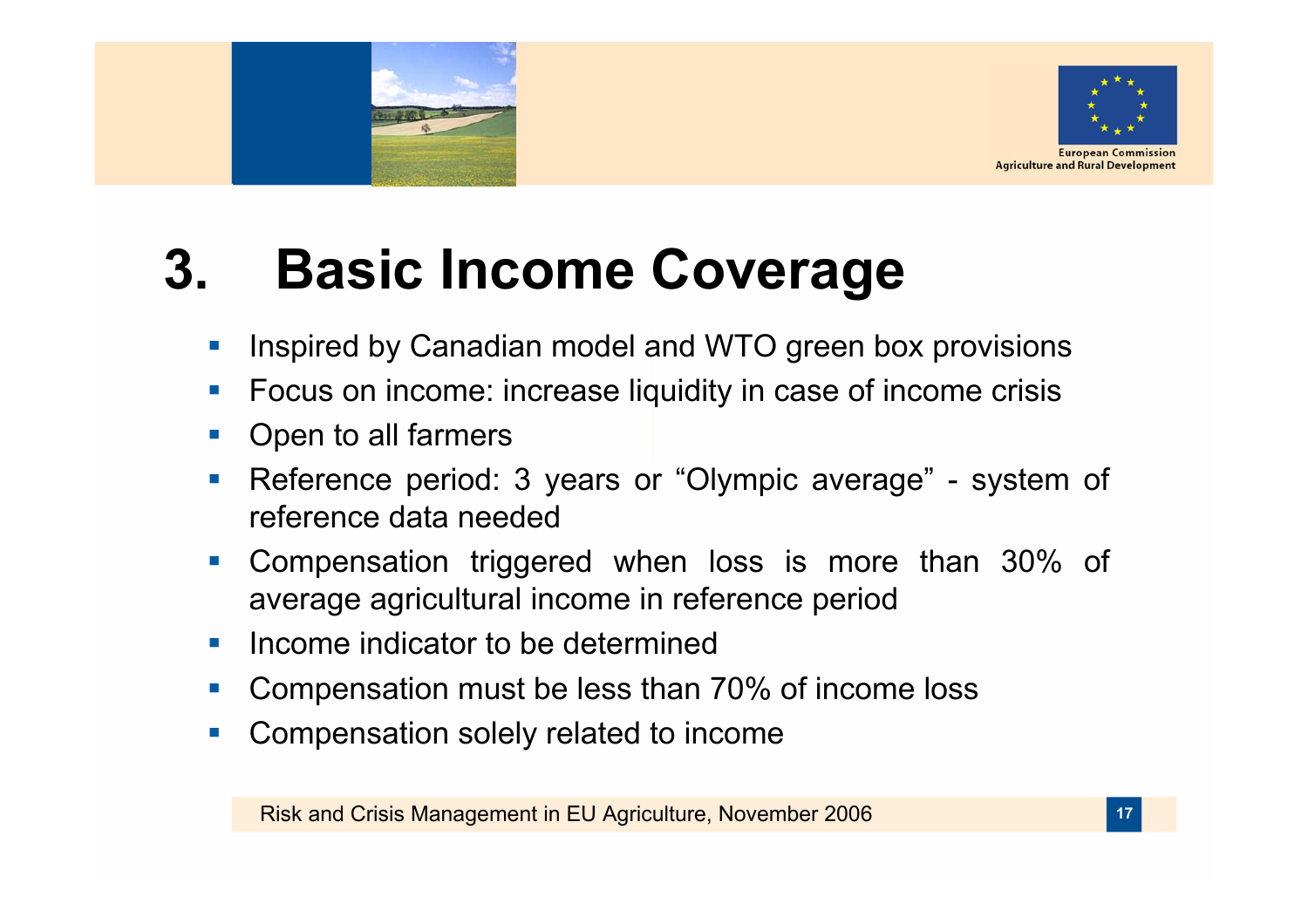# 3. Basic Income Coverage

- Inspired by Canadian model and WTO green box provisions
- Focus on income: increase liquidity in case of income crisis
- Open to all farmers
- Reference period: 3 years or "Olympic average" - system of reference data needed
- Compensation triggered when loss is more than 30% of average agricultural income in reference period
- Income indicator to be determined
- Compensation must be less than 70% of income loss
- Compensation solely related to income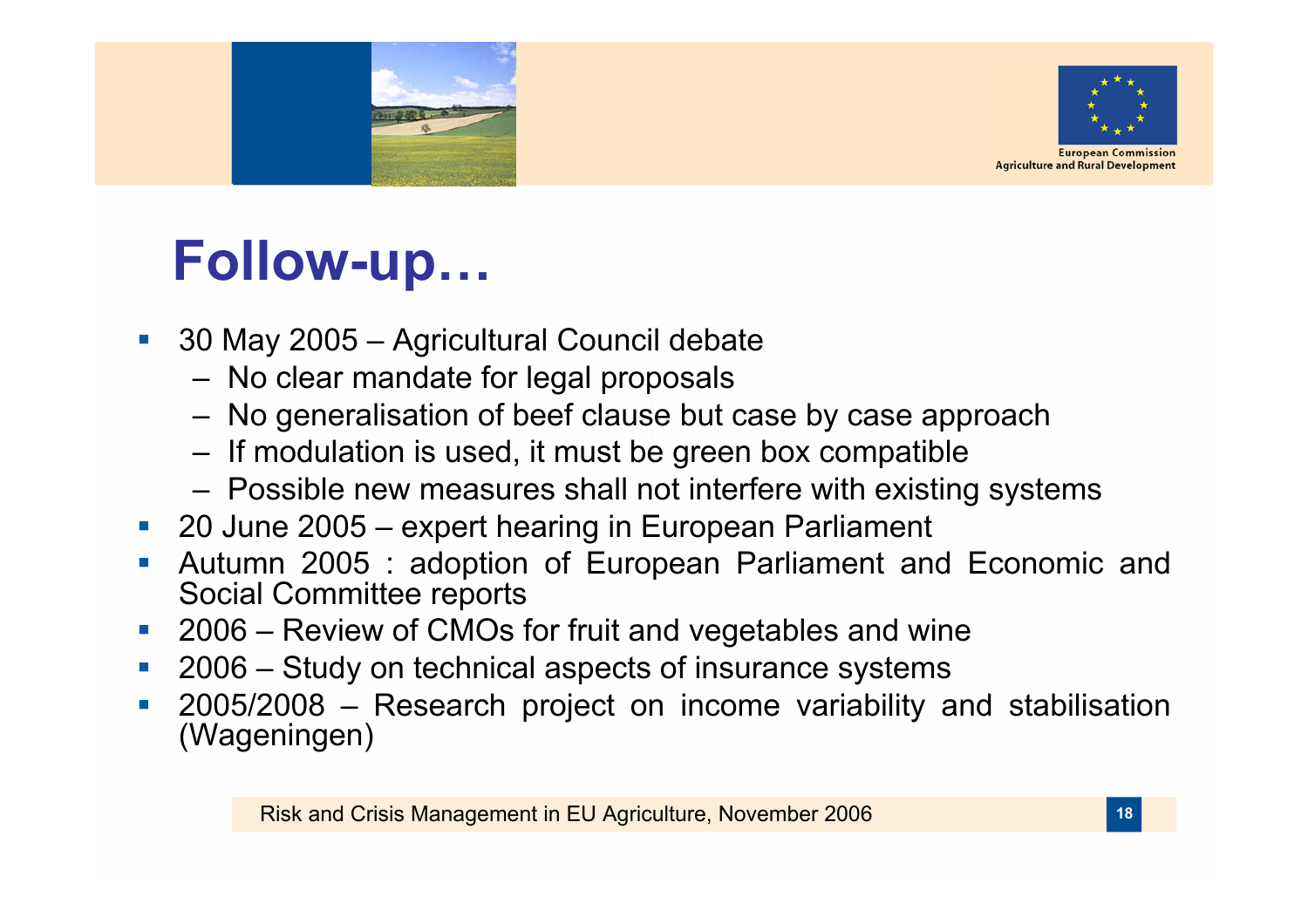# Follow-up…

- 30 May 2005 – Agricultural Council debate
  - No clear mandate for legal proposals
  - No generalisation of beef clause but case by case approach
  - If modulation is used, it must be green box compatible
  - Possible new measures shall not interfere with existing systems
- 20 June 2005 – expert hearing in European Parliament
- Autumn 2005 : adoption of European Parliament and Economic and Social Committee reports
- 2006 – Review of CMOs for fruit and vegetables and wine
- 2006 – Study on technical aspects of insurance systems
- 2005/2008 – Research project on income variability and stabilisation (Wageningen)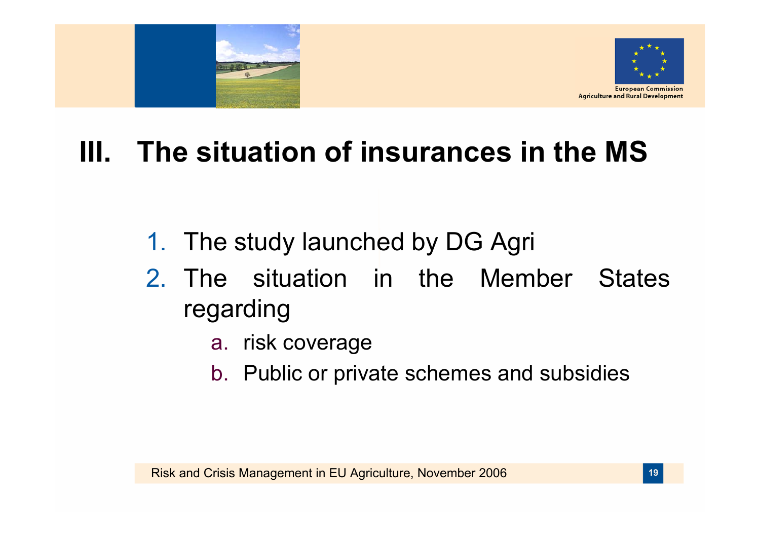# III. The situation of insurances in the MS

1. The study launched by DG Agri
2. The situation in the Member States regarding
    a. risk coverage
    b. Public or private schemes and subsidies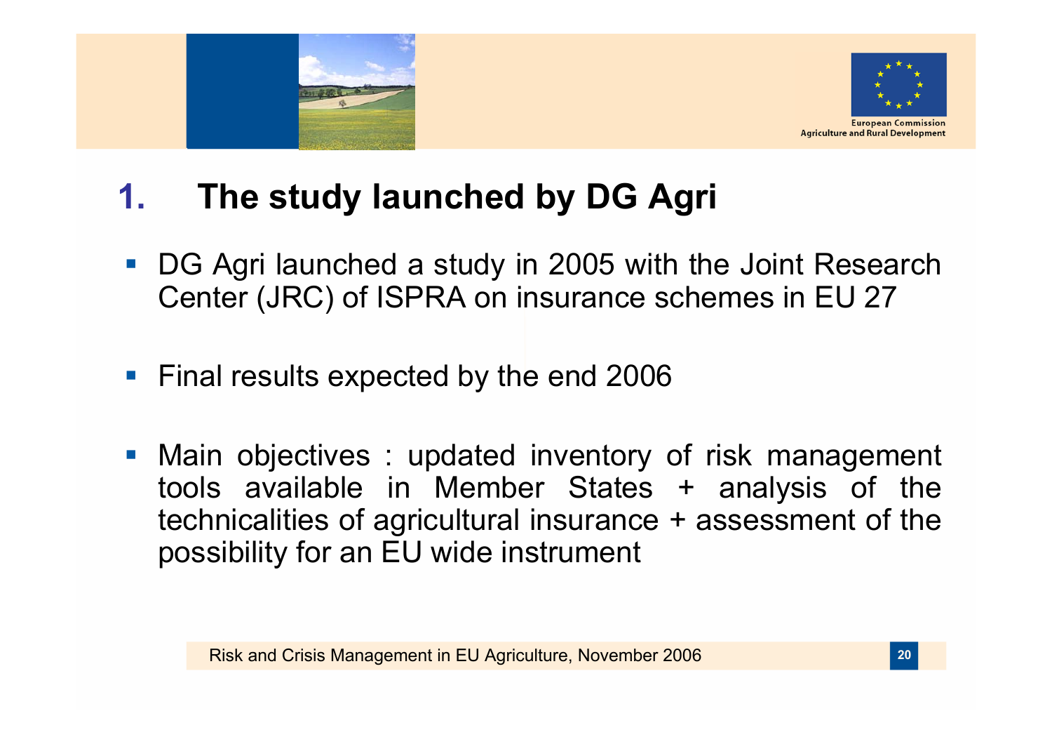# 1. The study launched by DG Agri

- DG Agri launched a study in 2005 with the Joint Research Center (JRC) of ISPRA on insurance schemes in EU 27

- Final results expected by the end 2006

- Main objectives : updated inventory of risk management tools available in Member States + analysis of the technicalities of agricultural insurance + assessment of the possibility for an EU wide instrument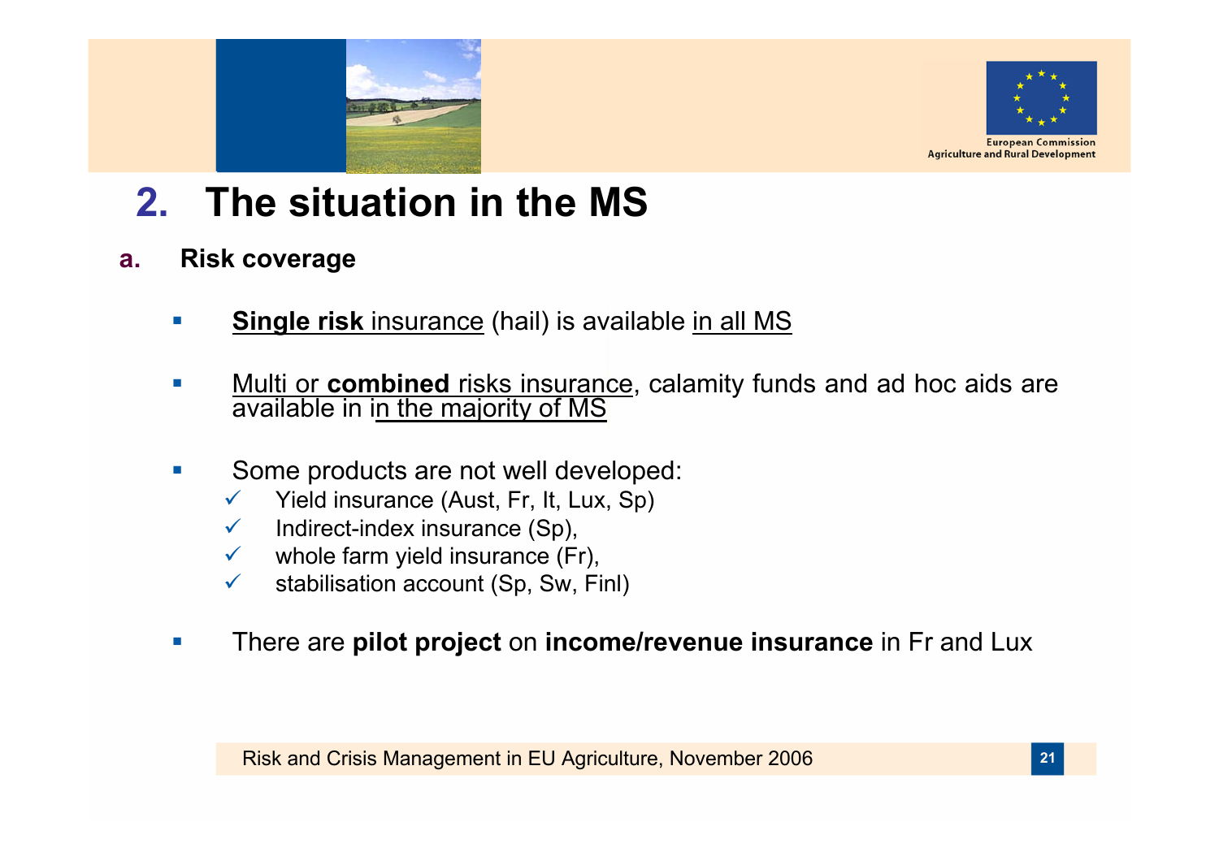# 2. The situation in the MS

## a. Risk coverage

- **Single risk** insurance (hail) is available in all MS
- Multi or **combined** risks insurance, calamity funds and ad hoc aids are available in in the majority of MS
- Some products are not well developed:
  - ✓ Yield insurance (Aust, Fr, It, Lux, Sp)
  - ✓ Indirect-index insurance (Sp),
  - ✓ whole farm yield insurance (Fr),
  - ✓ stabilisation account (Sp, Sw, Finl)
- There are **pilot project** on **income/revenue insurance** in Fr and Lux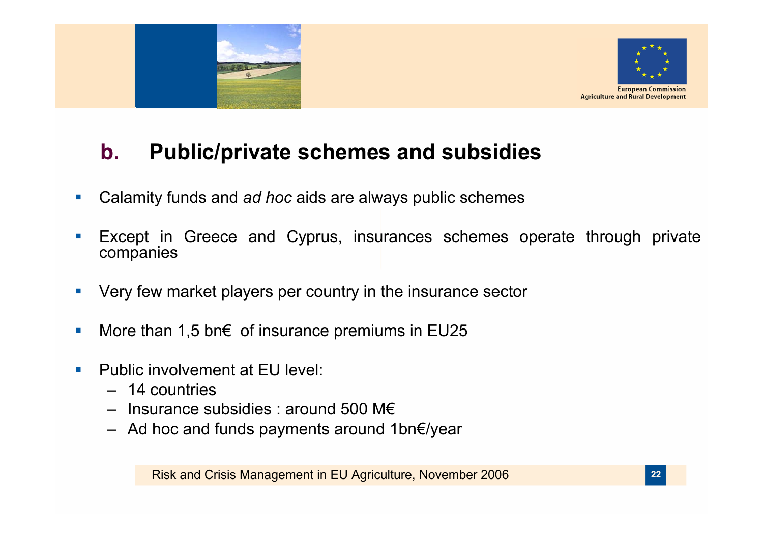## b. Public/private schemes and subsidies

- Calamity funds and *ad hoc* aids are always public schemes
- Except in Greece and Cyprus, insurances schemes operate through private companies
- Very few market players per country in the insurance sector
- More than 1,5 bn€ of insurance premiums in EU25
- Public involvement at EU level:
  - 14 countries
  - Insurance subsidies : around 500 M€
  - Ad hoc and funds payments around 1bn€/year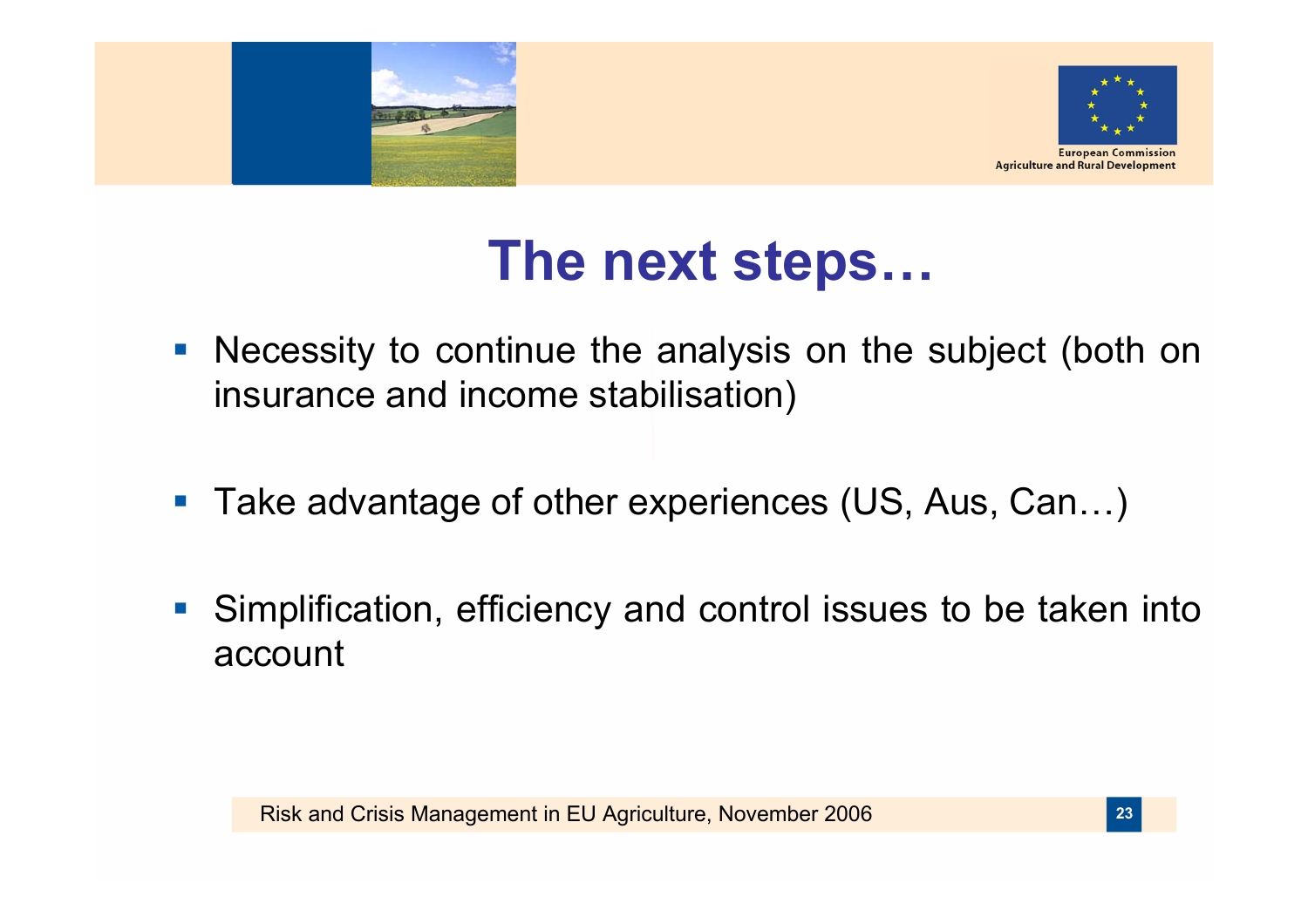# The next steps…

- Necessity to continue the analysis on the subject (both on insurance and income stabilisation)
- Take advantage of other experiences (US, Aus, Can…)
- Simplification, efficiency and control issues to be taken into account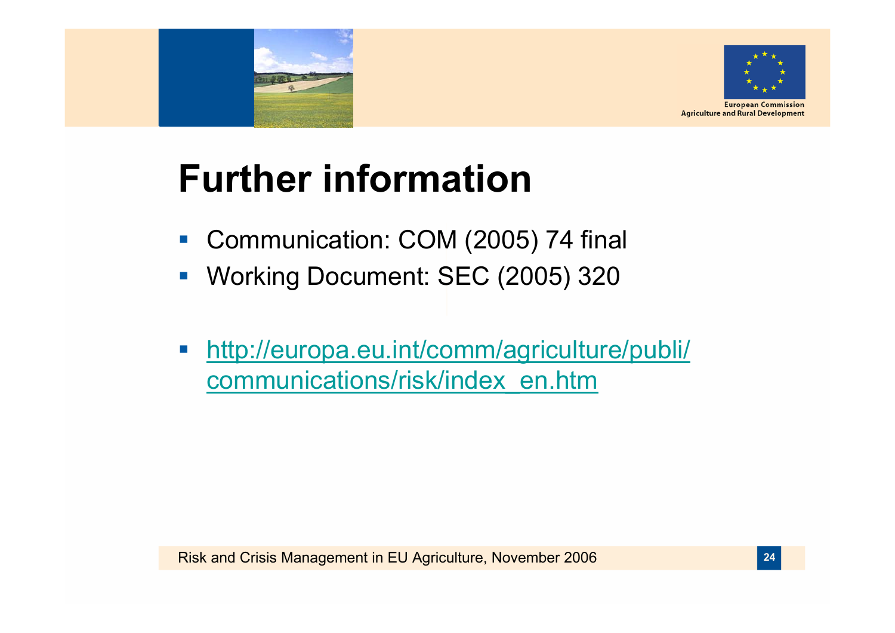# Further information

- Communication: COM (2005) 74 final
- Working Document: SEC (2005) 320

- [http://europa.eu.int/comm/agriculture/publi/communications/risk/index_en.htm](http://europa.eu.int/comm/agriculture/publi/communications/risk/index_en.htm)